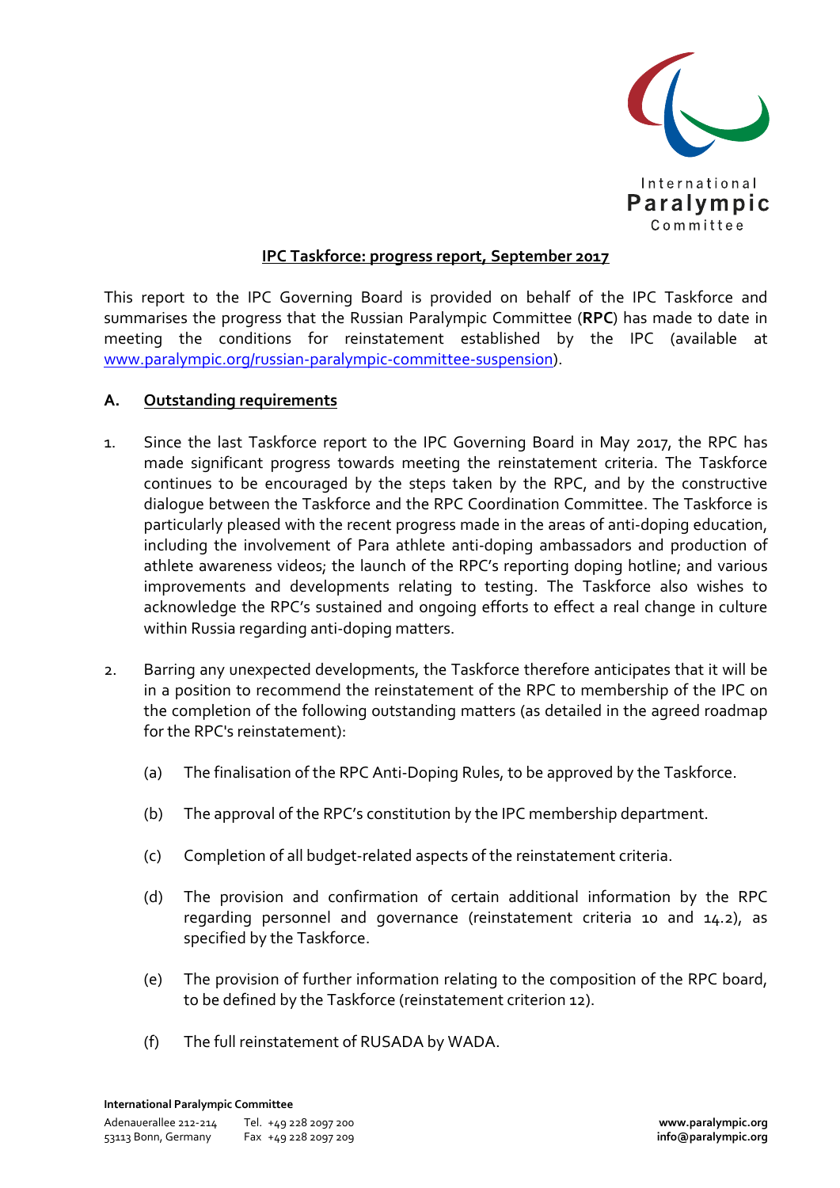**IPC Taskforce: progress report, September 2017**

This report to the IPC Governing Board is provided on behalf of the IPC Taskforce and summarises the progress that the Russian Paralympic Committee (**RPC**) has made to date in meeting the conditions for reinstatement established by the IPC (available at www.paralympic.org/russian-paralympic-committee-suspension).

## A. Outstanding requirements

1. Since the last Taskforce report to the IPC Governing Board in May 2017, the RPC has made significant progress towards meeting the reinstatement criteria. The Taskforce continues to be encouraged by the steps taken by the RPC, and by the constructive dialogue between the Taskforce and the RPC Coordination Committee. The Taskforce is particularly pleased with the recent progress made in the areas of anti-doping education, including the involvement of Para athlete anti-doping ambassadors and production of athlete awareness videos; the launch of the RPC's reporting doping hotline; and various improvements and developments relating to testing. The Taskforce also wishes to acknowledge the RPC's sustained and ongoing efforts to effect a real change in culture within Russia regarding anti-doping matters.

2. Barring any unexpected developments, the Taskforce therefore anticipates that it will be in a position to recommend the reinstatement of the RPC to membership of the IPC on the completion of the following outstanding matters (as detailed in the agreed roadmap for the RPC's reinstatement):

   (a) The finalisation of the RPC Anti-Doping Rules, to be approved by the Taskforce.

   (b) The approval of the RPC's constitution by the IPC membership department.

   (c) Completion of all budget-related aspects of the reinstatement criteria.

   (d) The provision and confirmation of certain additional information by the RPC regarding personnel and governance (reinstatement criteria 10 and 14.2), as specified by the Taskforce.

   (e) The provision of further information relating to the composition of the RPC board, to be defined by the Taskforce (reinstatement criterion 12).

   (f) The full reinstatement of RUSADA by WADA.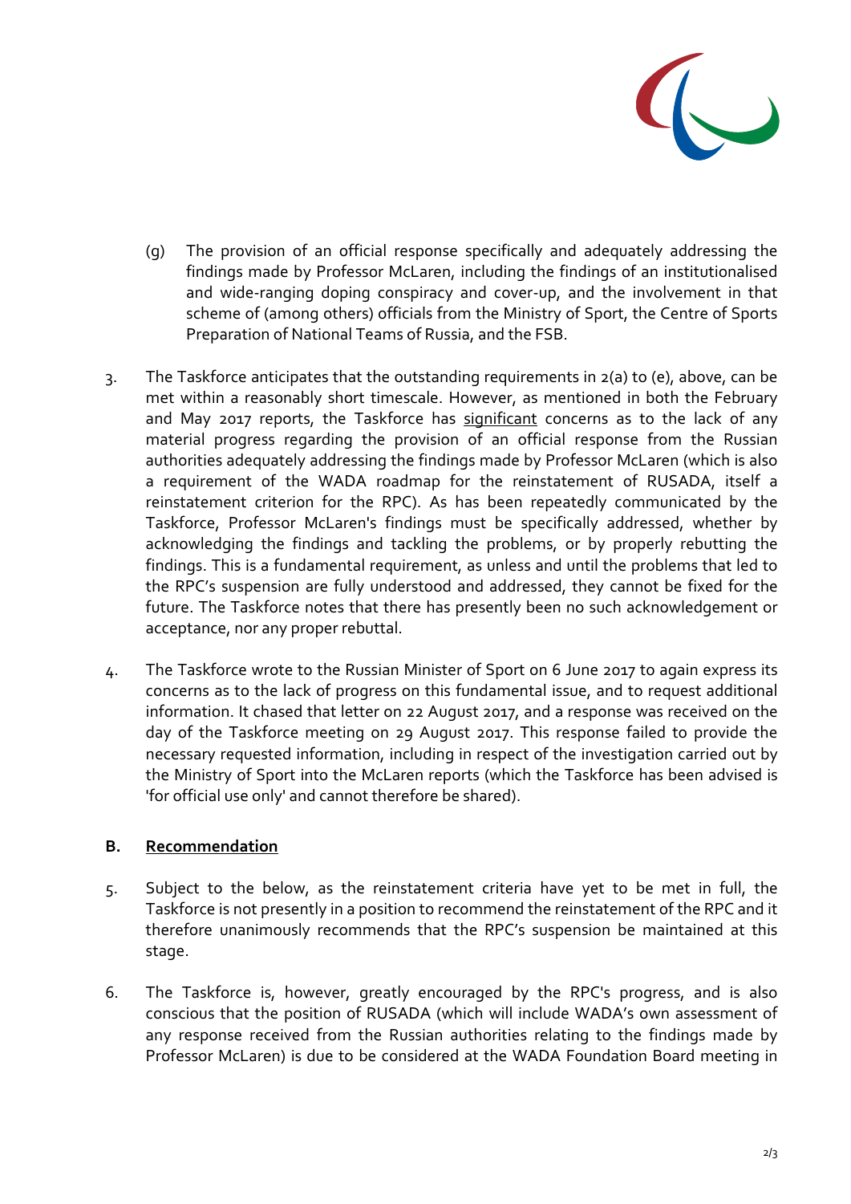(g) The provision of an official response specifically and adequately addressing the findings made by Professor McLaren, including the findings of an institutionalised and wide-ranging doping conspiracy and cover-up, and the involvement in that scheme of (among others) officials from the Ministry of Sport, the Centre of Sports Preparation of National Teams of Russia, and the FSB.

3. The Taskforce anticipates that the outstanding requirements in 2(a) to (e), above, can be met within a reasonably short timescale. However, as mentioned in both the February and May 2017 reports, the Taskforce has <u>significant</u> concerns as to the lack of any material progress regarding the provision of an official response from the Russian authorities adequately addressing the findings made by Professor McLaren (which is also a requirement of the WADA roadmap for the reinstatement of RUSADA, itself a reinstatement criterion for the RPC). As has been repeatedly communicated by the Taskforce, Professor McLaren's findings must be specifically addressed, whether by acknowledging the findings and tackling the problems, or by properly rebutting the findings. This is a fundamental requirement, as unless and until the problems that led to the RPC's suspension are fully understood and addressed, they cannot be fixed for the future. The Taskforce notes that there has presently been no such acknowledgement or acceptance, nor any proper rebuttal.

4. The Taskforce wrote to the Russian Minister of Sport on 6 June 2017 to again express its concerns as to the lack of progress on this fundamental issue, and to request additional information. It chased that letter on 22 August 2017, and a response was received on the day of the Taskforce meeting on 29 August 2017. This response failed to provide the necessary requested information, including in respect of the investigation carried out by the Ministry of Sport into the McLaren reports (which the Taskforce has been advised is 'for official use only' and cannot therefore be shared).

## B. <u>Recommendation</u>

5. Subject to the below, as the reinstatement criteria have yet to be met in full, the Taskforce is not presently in a position to recommend the reinstatement of the RPC and it therefore unanimously recommends that the RPC's suspension be maintained at this stage.

6. The Taskforce is, however, greatly encouraged by the RPC's progress, and is also conscious that the position of RUSADA (which will include WADA's own assessment of any response received from the Russian authorities relating to the findings made by Professor McLaren) is due to be considered at the WADA Foundation Board meeting in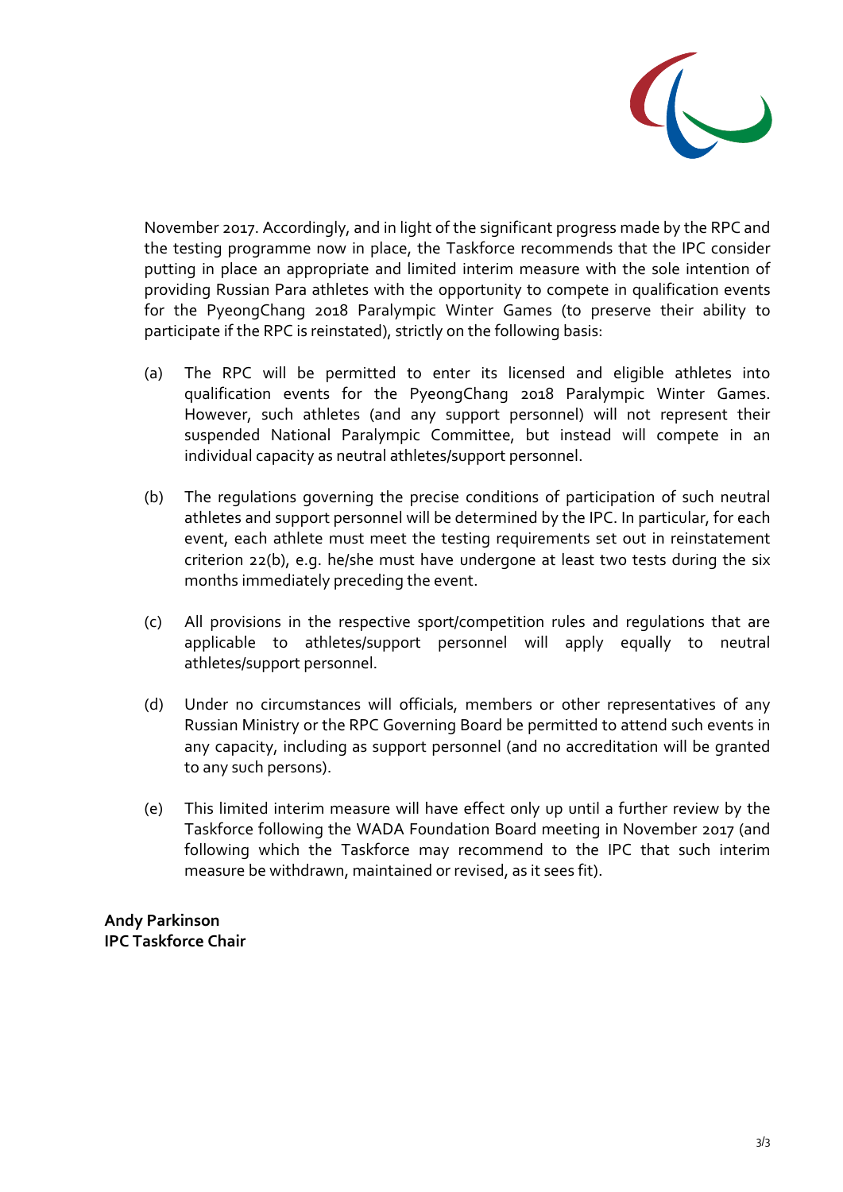November 2017. Accordingly, and in light of the significant progress made by the RPC and the testing programme now in place, the Taskforce recommends that the IPC consider putting in place an appropriate and limited interim measure with the sole intention of providing Russian Para athletes with the opportunity to compete in qualification events for the PyeongChang 2018 Paralympic Winter Games (to preserve their ability to participate if the RPC is reinstated), strictly on the following basis:

(a) The RPC will be permitted to enter its licensed and eligible athletes into qualification events for the PyeongChang 2018 Paralympic Winter Games. However, such athletes (and any support personnel) will not represent their suspended National Paralympic Committee, but instead will compete in an individual capacity as neutral athletes/support personnel.

(b) The regulations governing the precise conditions of participation of such neutral athletes and support personnel will be determined by the IPC. In particular, for each event, each athlete must meet the testing requirements set out in reinstatement criterion 22(b), e.g. he/she must have undergone at least two tests during the six months immediately preceding the event.

(c) All provisions in the respective sport/competition rules and regulations that are applicable to athletes/support personnel will apply equally to neutral athletes/support personnel.

(d) Under no circumstances will officials, members or other representatives of any Russian Ministry or the RPC Governing Board be permitted to attend such events in any capacity, including as support personnel (and no accreditation will be granted to any such persons).

(e) This limited interim measure will have effect only up until a further review by the Taskforce following the WADA Foundation Board meeting in November 2017 (and following which the Taskforce may recommend to the IPC that such interim measure be withdrawn, maintained or revised, as it sees fit).

**Andy Parkinson**
**IPC Taskforce Chair**